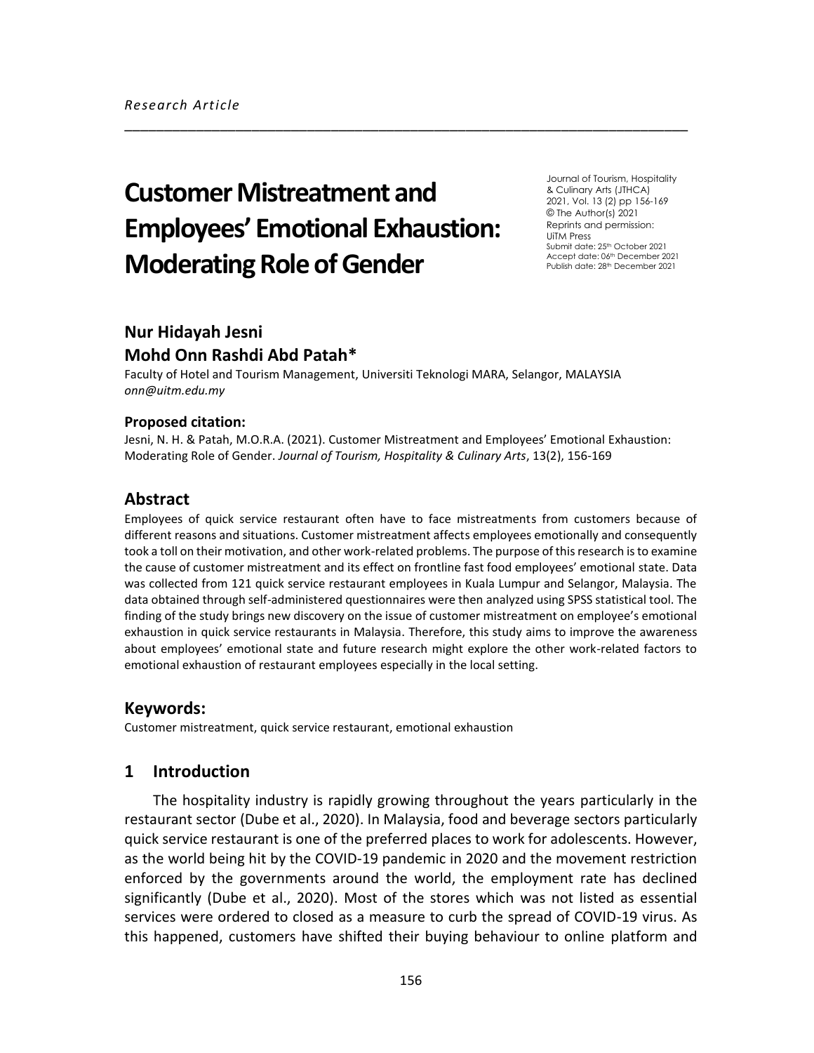*Research Article*

# Customer Mistreatment and Employees' Emotional Exhaustion: Moderating Role of Gender

Journal of Tourism, Hospitality & Culinary Arts (JTHCA)
2021, Vol. 13 (2) pp 156-169
© The Author(s) 2021
Reprints and permission:
UiTM Press
Submit date: 25th October 2021
Accept date: 06th December 2021
Publish date: 28th December 2021

**Nur Hidayah Jesni**
**Mohd Onn Rashdi Abd Patah***

Faculty of Hotel and Tourism Management, Universiti Teknologi MARA, Selangor, MALAYSIA
*onn@uitm.edu.my*

**Proposed citation:**

Jesni, N. H. & Patah, M.O.R.A. (2021). Customer Mistreatment and Employees' Emotional Exhaustion: Moderating Role of Gender. *Journal of Tourism, Hospitality & Culinary Arts*, 13(2), 156-169

## Abstract

Employees of quick service restaurant often have to face mistreatments from customers because of different reasons and situations. Customer mistreatment affects employees emotionally and consequently took a toll on their motivation, and other work-related problems. The purpose of this research is to examine the cause of customer mistreatment and its effect on frontline fast food employees' emotional state. Data was collected from 121 quick service restaurant employees in Kuala Lumpur and Selangor, Malaysia. The data obtained through self-administered questionnaires were then analyzed using SPSS statistical tool. The finding of the study brings new discovery on the issue of customer mistreatment on employee's emotional exhaustion in quick service restaurants in Malaysia. Therefore, this study aims to improve the awareness about employees' emotional state and future research might explore the other work-related factors to emotional exhaustion of restaurant employees especially in the local setting.

## Keywords:

Customer mistreatment, quick service restaurant, emotional exhaustion

## 1 Introduction

The hospitality industry is rapidly growing throughout the years particularly in the restaurant sector (Dube et al., 2020). In Malaysia, food and beverage sectors particularly quick service restaurant is one of the preferred places to work for adolescents. However, as the world being hit by the COVID-19 pandemic in 2020 and the movement restriction enforced by the governments around the world, the employment rate has declined significantly (Dube et al., 2020). Most of the stores which was not listed as essential services were ordered to closed as a measure to curb the spread of COVID-19 virus. As this happened, customers have shifted their buying behaviour to online platform and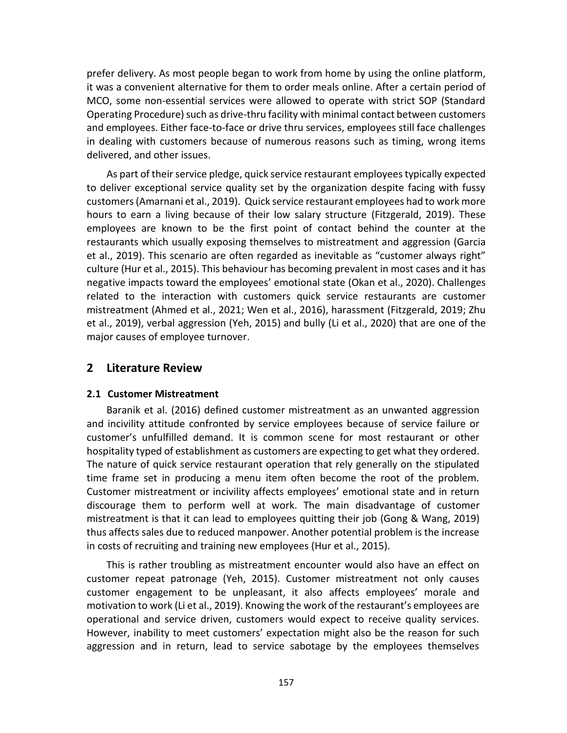prefer delivery. As most people began to work from home by using the online platform, it was a convenient alternative for them to order meals online. After a certain period of MCO, some non-essential services were allowed to operate with strict SOP (Standard Operating Procedure) such as drive-thru facility with minimal contact between customers and employees. Either face-to-face or drive thru services, employees still face challenges in dealing with customers because of numerous reasons such as timing, wrong items delivered, and other issues.

As part of their service pledge, quick service restaurant employees typically expected to deliver exceptional service quality set by the organization despite facing with fussy customers (Amarnani et al., 2019). Quick service restaurant employees had to work more hours to earn a living because of their low salary structure (Fitzgerald, 2019). These employees are known to be the first point of contact behind the counter at the restaurants which usually exposing themselves to mistreatment and aggression (Garcia et al., 2019). This scenario are often regarded as inevitable as "customer always right" culture (Hur et al., 2015). This behaviour has becoming prevalent in most cases and it has negative impacts toward the employees' emotional state (Okan et al., 2020). Challenges related to the interaction with customers quick service restaurants are customer mistreatment (Ahmed et al., 2021; Wen et al., 2016), harassment (Fitzgerald, 2019; Zhu et al., 2019), verbal aggression (Yeh, 2015) and bully (Li et al., 2020) that are one of the major causes of employee turnover.

## 2 Literature Review

### 2.1 Customer Mistreatment

Baranik et al. (2016) defined customer mistreatment as an unwanted aggression and incivility attitude confronted by service employees because of service failure or customer's unfulfilled demand. It is common scene for most restaurant or other hospitality typed of establishment as customers are expecting to get what they ordered. The nature of quick service restaurant operation that rely generally on the stipulated time frame set in producing a menu item often become the root of the problem. Customer mistreatment or incivility affects employees' emotional state and in return discourage them to perform well at work. The main disadvantage of customer mistreatment is that it can lead to employees quitting their job (Gong & Wang, 2019) thus affects sales due to reduced manpower. Another potential problem is the increase in costs of recruiting and training new employees (Hur et al., 2015).

This is rather troubling as mistreatment encounter would also have an effect on customer repeat patronage (Yeh, 2015). Customer mistreatment not only causes customer engagement to be unpleasant, it also affects employees' morale and motivation to work (Li et al., 2019). Knowing the work of the restaurant's employees are operational and service driven, customers would expect to receive quality services. However, inability to meet customers' expectation might also be the reason for such aggression and in return, lead to service sabotage by the employees themselves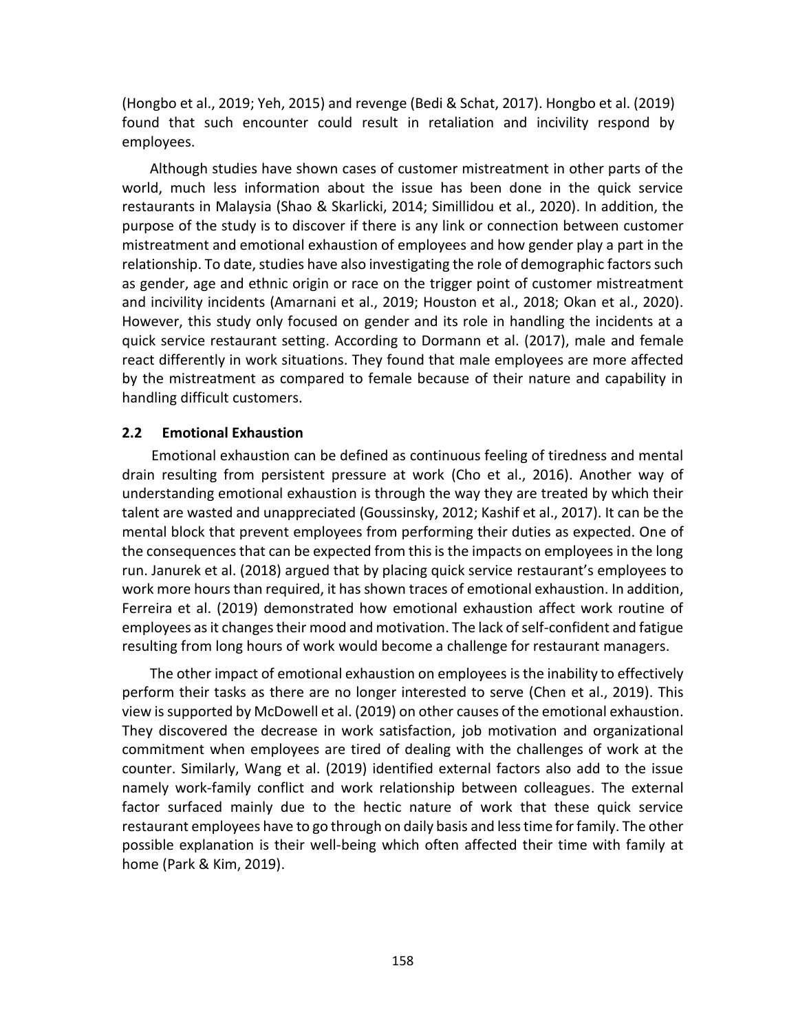(Hongbo et al., 2019; Yeh, 2015) and revenge (Bedi & Schat, 2017). Hongbo et al. (2019) found that such encounter could result in retaliation and incivility respond by employees.

Although studies have shown cases of customer mistreatment in other parts of the world, much less information about the issue has been done in the quick service restaurants in Malaysia (Shao & Skarlicki, 2014; Simillidou et al., 2020). In addition, the purpose of the study is to discover if there is any link or connection between customer mistreatment and emotional exhaustion of employees and how gender play a part in the relationship. To date, studies have also investigating the role of demographic factors such as gender, age and ethnic origin or race on the trigger point of customer mistreatment and incivility incidents (Amarnani et al., 2019; Houston et al., 2018; Okan et al., 2020). However, this study only focused on gender and its role in handling the incidents at a quick service restaurant setting. According to Dormann et al. (2017), male and female react differently in work situations. They found that male employees are more affected by the mistreatment as compared to female because of their nature and capability in handling difficult customers.

## 2.2 Emotional Exhaustion

Emotional exhaustion can be defined as continuous feeling of tiredness and mental drain resulting from persistent pressure at work (Cho et al., 2016). Another way of understanding emotional exhaustion is through the way they are treated by which their talent are wasted and unappreciated (Goussinsky, 2012; Kashif et al., 2017). It can be the mental block that prevent employees from performing their duties as expected. One of the consequences that can be expected from this is the impacts on employees in the long run. Janurek et al. (2018) argued that by placing quick service restaurant's employees to work more hours than required, it has shown traces of emotional exhaustion. In addition, Ferreira et al. (2019) demonstrated how emotional exhaustion affect work routine of employees as it changes their mood and motivation. The lack of self-confident and fatigue resulting from long hours of work would become a challenge for restaurant managers.

The other impact of emotional exhaustion on employees is the inability to effectively perform their tasks as there are no longer interested to serve (Chen et al., 2019). This view is supported by McDowell et al. (2019) on other causes of the emotional exhaustion. They discovered the decrease in work satisfaction, job motivation and organizational commitment when employees are tired of dealing with the challenges of work at the counter. Similarly, Wang et al. (2019) identified external factors also add to the issue namely work-family conflict and work relationship between colleagues. The external factor surfaced mainly due to the hectic nature of work that these quick service restaurant employees have to go through on daily basis and less time for family. The other possible explanation is their well-being which often affected their time with family at home (Park & Kim, 2019).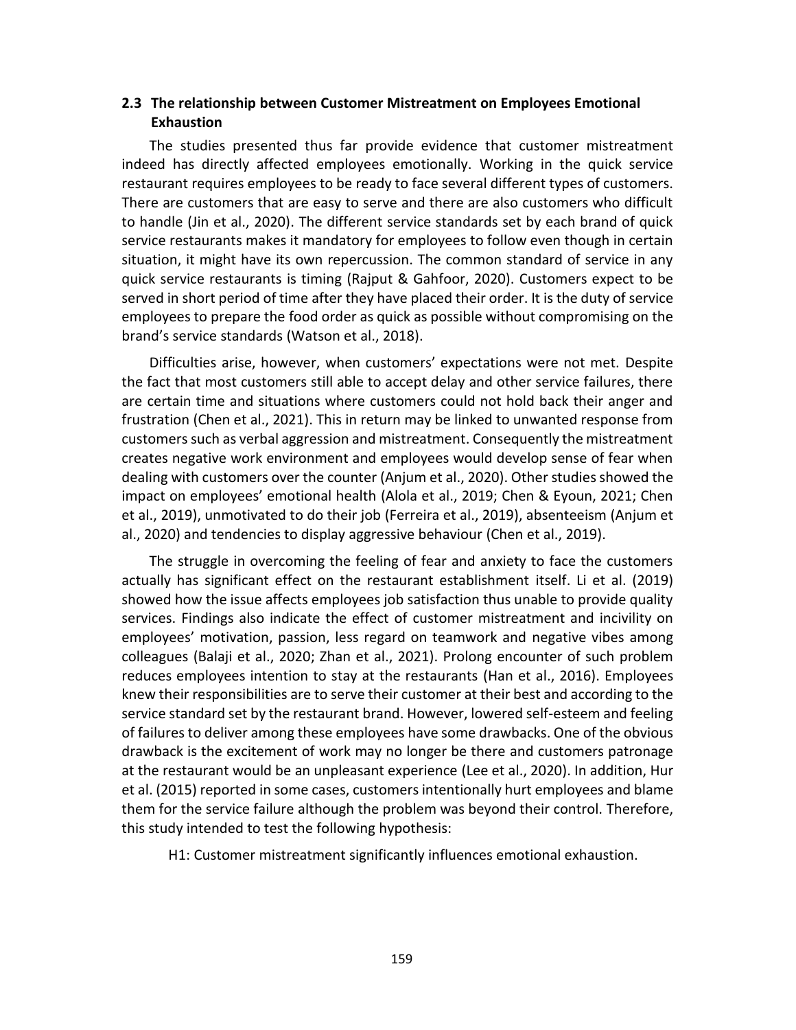### 2.3 The relationship between Customer Mistreatment on Employees Emotional Exhaustion

The studies presented thus far provide evidence that customer mistreatment indeed has directly affected employees emotionally. Working in the quick service restaurant requires employees to be ready to face several different types of customers. There are customers that are easy to serve and there are also customers who difficult to handle (Jin et al., 2020). The different service standards set by each brand of quick service restaurants makes it mandatory for employees to follow even though in certain situation, it might have its own repercussion. The common standard of service in any quick service restaurants is timing (Rajput & Gahfoor, 2020). Customers expect to be served in short period of time after they have placed their order. It is the duty of service employees to prepare the food order as quick as possible without compromising on the brand's service standards (Watson et al., 2018).

Difficulties arise, however, when customers' expectations were not met. Despite the fact that most customers still able to accept delay and other service failures, there are certain time and situations where customers could not hold back their anger and frustration (Chen et al., 2021). This in return may be linked to unwanted response from customers such as verbal aggression and mistreatment. Consequently the mistreatment creates negative work environment and employees would develop sense of fear when dealing with customers over the counter (Anjum et al., 2020). Other studies showed the impact on employees' emotional health (Alola et al., 2019; Chen & Eyoun, 2021; Chen et al., 2019), unmotivated to do their job (Ferreira et al., 2019), absenteeism (Anjum et al., 2020) and tendencies to display aggressive behaviour (Chen et al., 2019).

The struggle in overcoming the feeling of fear and anxiety to face the customers actually has significant effect on the restaurant establishment itself. Li et al. (2019) showed how the issue affects employees job satisfaction thus unable to provide quality services. Findings also indicate the effect of customer mistreatment and incivility on employees' motivation, passion, less regard on teamwork and negative vibes among colleagues (Balaji et al., 2020; Zhan et al., 2021). Prolong encounter of such problem reduces employees intention to stay at the restaurants (Han et al., 2016). Employees knew their responsibilities are to serve their customer at their best and according to the service standard set by the restaurant brand. However, lowered self-esteem and feeling of failures to deliver among these employees have some drawbacks. One of the obvious drawback is the excitement of work may no longer be there and customers patronage at the restaurant would be an unpleasant experience (Lee et al., 2020). In addition, Hur et al. (2015) reported in some cases, customers intentionally hurt employees and blame them for the service failure although the problem was beyond their control. Therefore, this study intended to test the following hypothesis:

H1: Customer mistreatment significantly influences emotional exhaustion.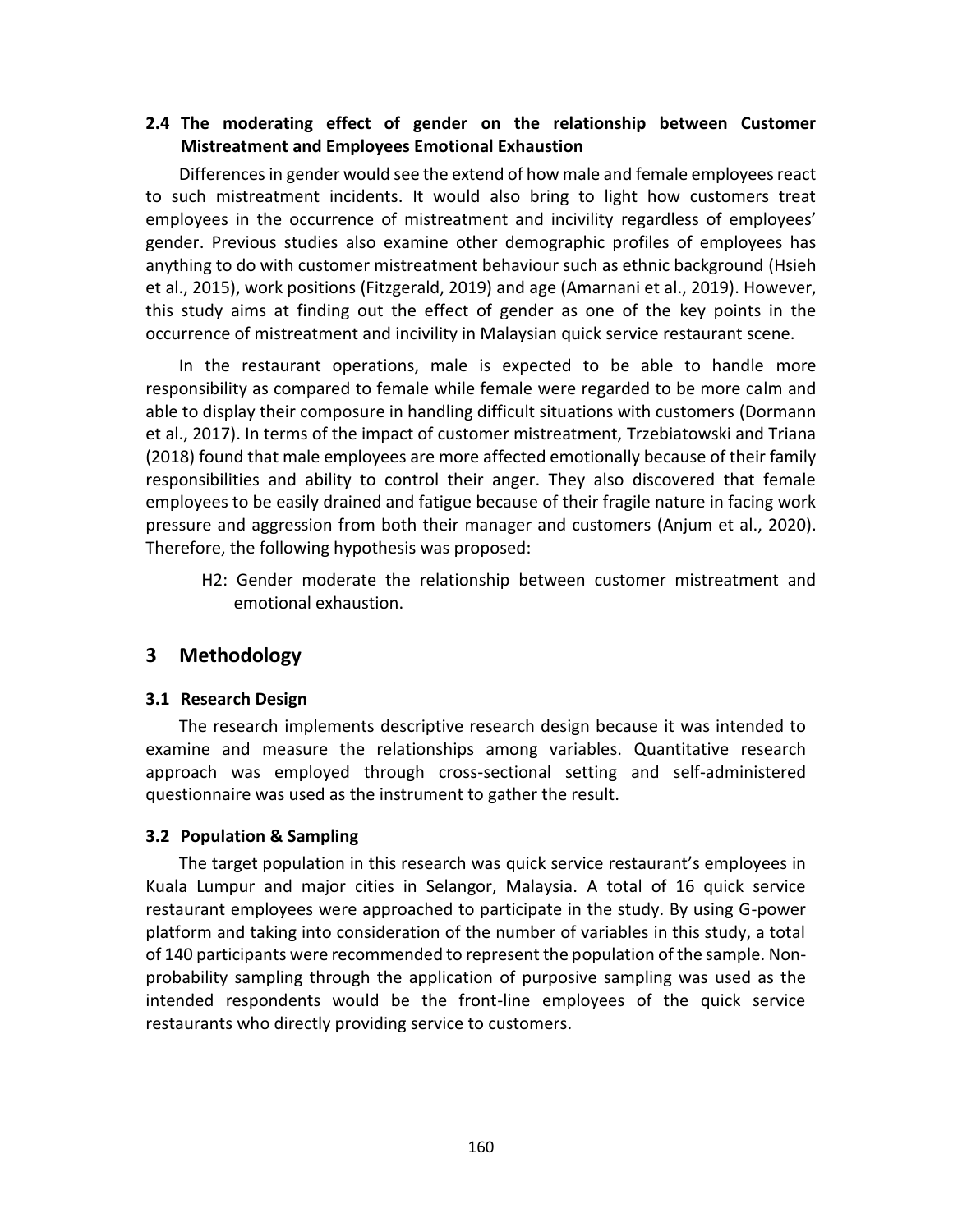### 2.4 The moderating effect of gender on the relationship between Customer Mistreatment and Employees Emotional Exhaustion

Differences in gender would see the extend of how male and female employees react to such mistreatment incidents. It would also bring to light how customers treat employees in the occurrence of mistreatment and incivility regardless of employees' gender. Previous studies also examine other demographic profiles of employees has anything to do with customer mistreatment behaviour such as ethnic background (Hsieh et al., 2015), work positions (Fitzgerald, 2019) and age (Amarnani et al., 2019). However, this study aims at finding out the effect of gender as one of the key points in the occurrence of mistreatment and incivility in Malaysian quick service restaurant scene.

In the restaurant operations, male is expected to be able to handle more responsibility as compared to female while female were regarded to be more calm and able to display their composure in handling difficult situations with customers (Dormann et al., 2017). In terms of the impact of customer mistreatment, Trzebiatowski and Triana (2018) found that male employees are more affected emotionally because of their family responsibilities and ability to control their anger. They also discovered that female employees to be easily drained and fatigue because of their fragile nature in facing work pressure and aggression from both their manager and customers (Anjum et al., 2020). Therefore, the following hypothesis was proposed:

> H2: Gender moderate the relationship between customer mistreatment and emotional exhaustion.

## 3 Methodology

### 3.1 Research Design

The research implements descriptive research design because it was intended to examine and measure the relationships among variables. Quantitative research approach was employed through cross-sectional setting and self-administered questionnaire was used as the instrument to gather the result.

### 3.2 Population & Sampling

The target population in this research was quick service restaurant's employees in Kuala Lumpur and major cities in Selangor, Malaysia. A total of 16 quick service restaurant employees were approached to participate in the study. By using G-power platform and taking into consideration of the number of variables in this study, a total of 140 participants were recommended to represent the population of the sample. Non-probability sampling through the application of purposive sampling was used as the intended respondents would be the front-line employees of the quick service restaurants who directly providing service to customers.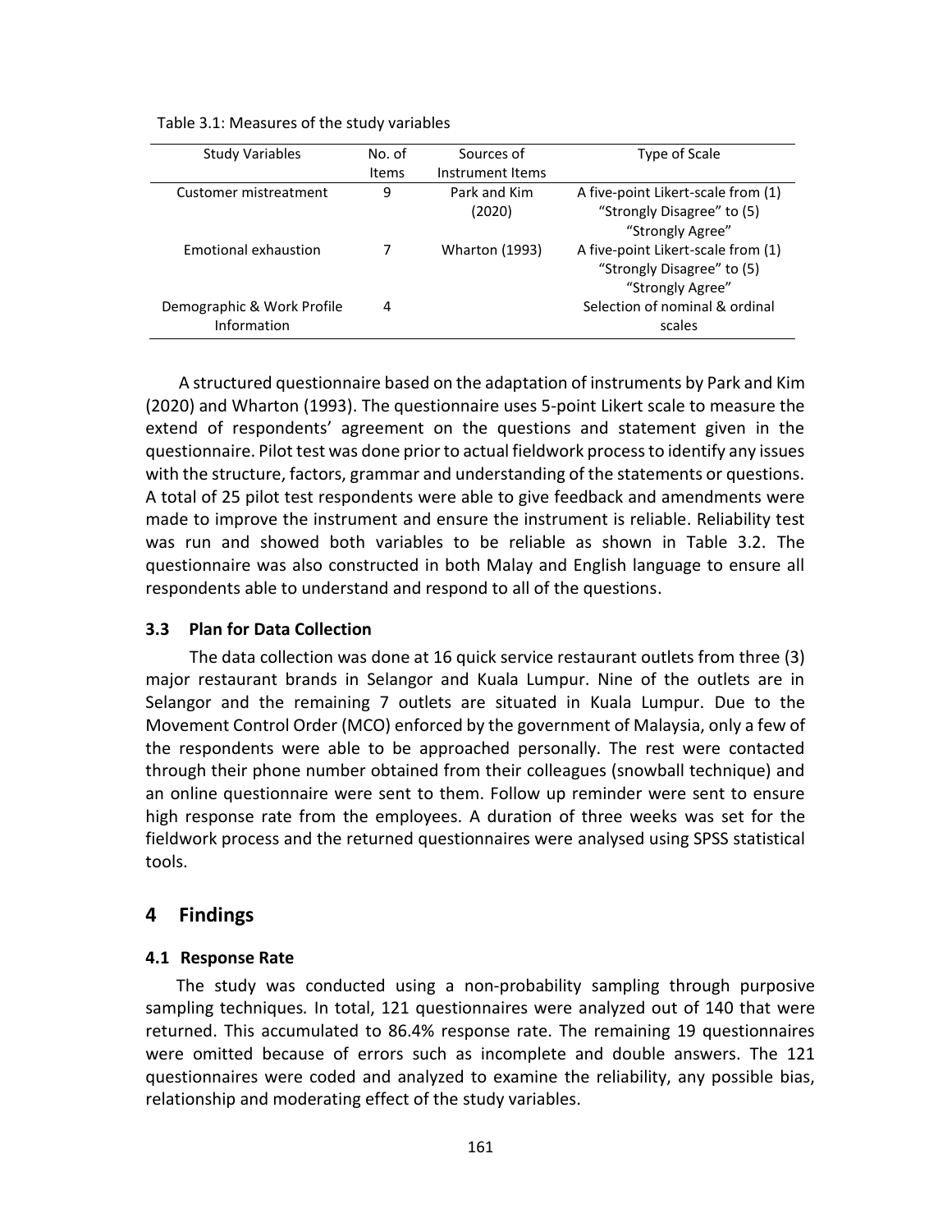Table 3.1: Measures of the study variables

| Study Variables | No. of Items | Sources of Instrument Items | Type of Scale |
|---|---|---|---|
| Customer mistreatment | 9 | Park and Kim (2020) | A five-point Likert-scale from (1) "Strongly Disagree" to (5) "Strongly Agree" |
| Emotional exhaustion | 7 | Wharton (1993) | A five-point Likert-scale from (1) "Strongly Disagree" to (5) "Strongly Agree" |
| Demographic & Work Profile Information | 4 | | Selection of nominal & ordinal scales |

A structured questionnaire based on the adaptation of instruments by Park and Kim (2020) and Wharton (1993). The questionnaire uses 5-point Likert scale to measure the extend of respondents' agreement on the questions and statement given in the questionnaire. Pilot test was done prior to actual fieldwork process to identify any issues with the structure, factors, grammar and understanding of the statements or questions. A total of 25 pilot test respondents were able to give feedback and amendments were made to improve the instrument and ensure the instrument is reliable. Reliability test was run and showed both variables to be reliable as shown in Table 3.2. The questionnaire was also constructed in both Malay and English language to ensure all respondents able to understand and respond to all of the questions.

### 3.3 Plan for Data Collection

The data collection was done at 16 quick service restaurant outlets from three (3) major restaurant brands in Selangor and Kuala Lumpur. Nine of the outlets are in Selangor and the remaining 7 outlets are situated in Kuala Lumpur. Due to the Movement Control Order (MCO) enforced by the government of Malaysia, only a few of the respondents were able to be approached personally. The rest were contacted through their phone number obtained from their colleagues (snowball technique) and an online questionnaire were sent to them. Follow up reminder were sent to ensure high response rate from the employees. A duration of three weeks was set for the fieldwork process and the returned questionnaires were analysed using SPSS statistical tools.

## 4 Findings

### 4.1 Response Rate

The study was conducted using a non-probability sampling through purposive sampling techniques. In total, 121 questionnaires were analyzed out of 140 that were returned. This accumulated to 86.4% response rate. The remaining 19 questionnaires were omitted because of errors such as incomplete and double answers. The 121 questionnaires were coded and analyzed to examine the reliability, any possible bias, relationship and moderating effect of the study variables.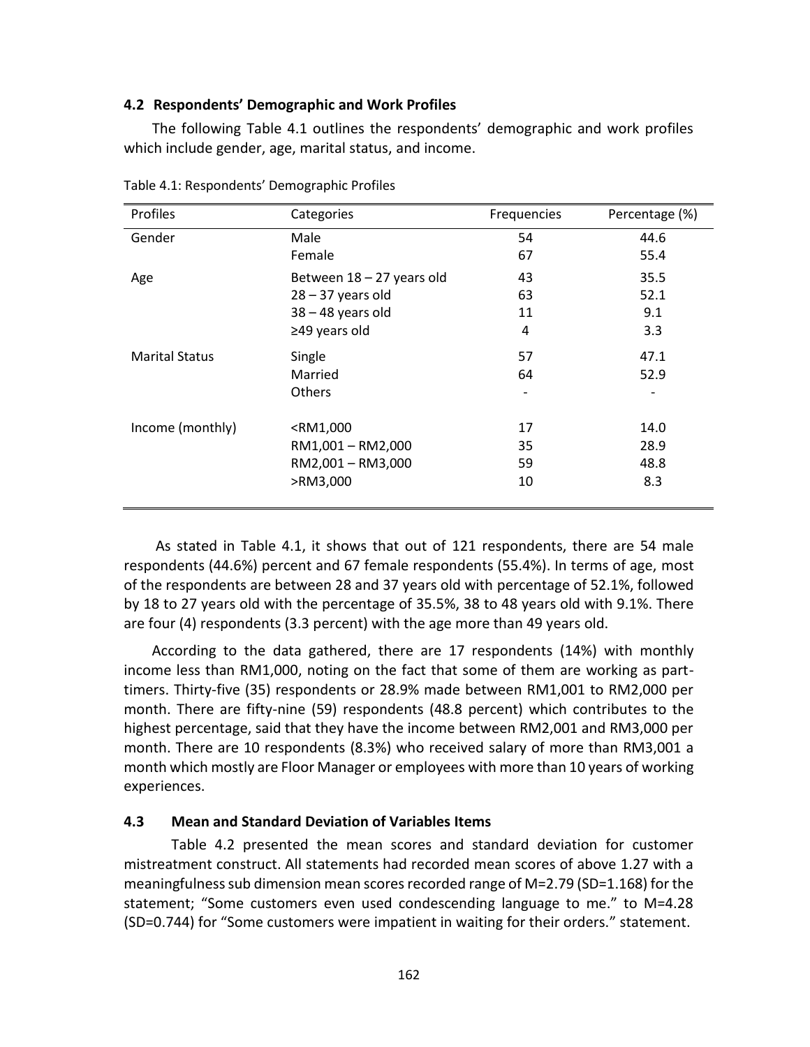### 4.2 Respondents' Demographic and Work Profiles

The following Table 4.1 outlines the respondents' demographic and work profiles which include gender, age, marital status, and income.

Table 4.1: Respondents' Demographic Profiles

| Profiles | Categories | Frequencies | Percentage (%) |
|---|---|---|---|
| Gender | Male | 54 | 44.6 |
| | Female | 67 | 55.4 |
| Age | Between 18 – 27 years old | 43 | 35.5 |
| | 28 – 37 years old | 63 | 52.1 |
| | 38 – 48 years old | 11 | 9.1 |
| | ≥49 years old | 4 | 3.3 |
| Marital Status | Single | 57 | 47.1 |
| | Married | 64 | 52.9 |
| | Others | - | - |
| Income (monthly) | <RM1,000 | 17 | 14.0 |
| | RM1,001 – RM2,000 | 35 | 28.9 |
| | RM2,001 – RM3,000 | 59 | 48.8 |
| | >RM3,000 | 10 | 8.3 |

As stated in Table 4.1, it shows that out of 121 respondents, there are 54 male respondents (44.6%) percent and 67 female respondents (55.4%). In terms of age, most of the respondents are between 28 and 37 years old with percentage of 52.1%, followed by 18 to 27 years old with the percentage of 35.5%, 38 to 48 years old with 9.1%. There are four (4) respondents (3.3 percent) with the age more than 49 years old.

According to the data gathered, there are 17 respondents (14%) with monthly income less than RM1,000, noting on the fact that some of them are working as part-timers. Thirty-five (35) respondents or 28.9% made between RM1,001 to RM2,000 per month. There are fifty-nine (59) respondents (48.8 percent) which contributes to the highest percentage, said that they have the income between RM2,001 and RM3,000 per month. There are 10 respondents (8.3%) who received salary of more than RM3,001 a month which mostly are Floor Manager or employees with more than 10 years of working experiences.

### 4.3 Mean and Standard Deviation of Variables Items

Table 4.2 presented the mean scores and standard deviation for customer mistreatment construct. All statements had recorded mean scores of above 1.27 with a meaningfulness sub dimension mean scores recorded range of M=2.79 (SD=1.168) for the statement; "Some customers even used condescending language to me." to M=4.28 (SD=0.744) for "Some customers were impatient in waiting for their orders." statement.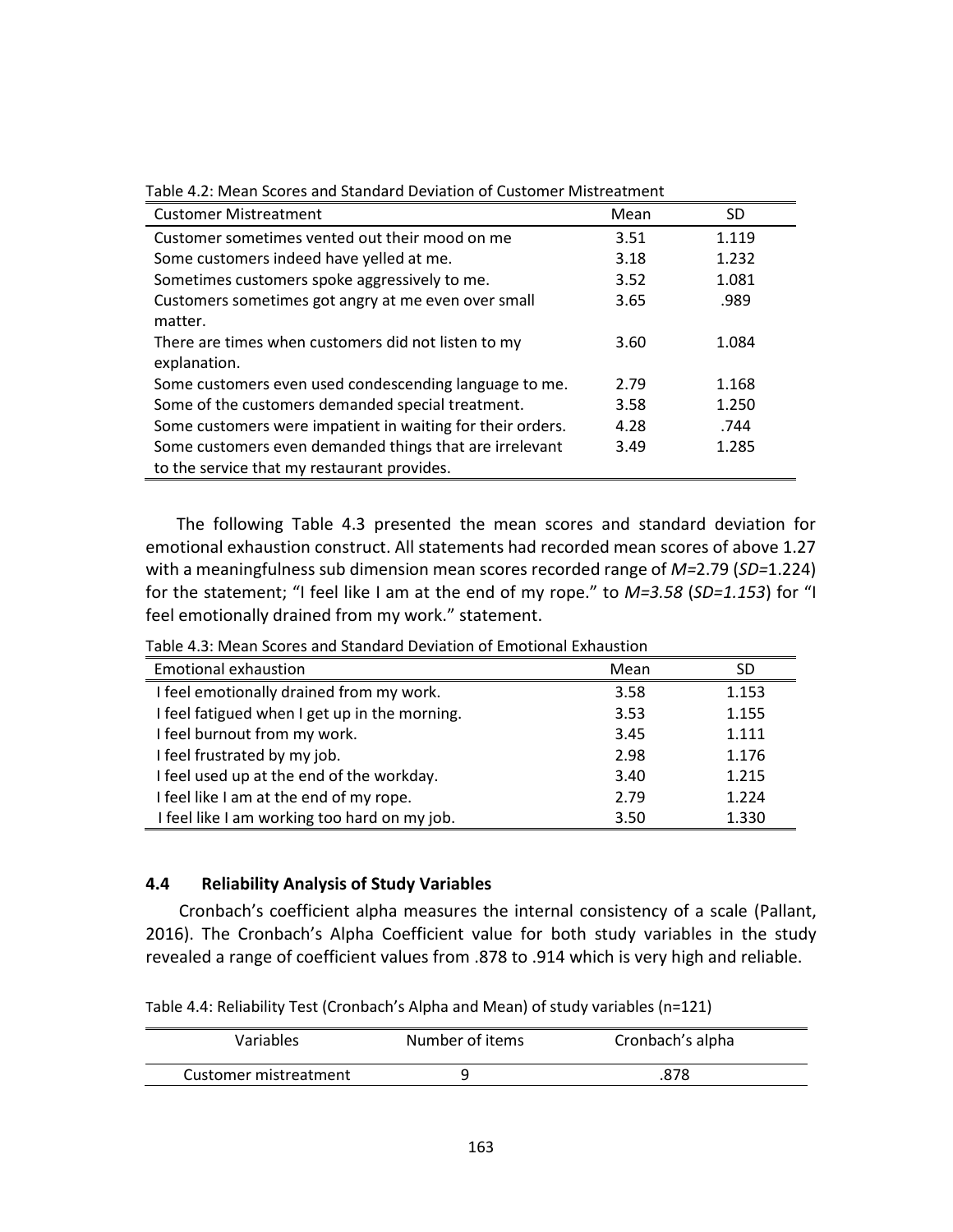Table 4.2: Mean Scores and Standard Deviation of Customer Mistreatment

| Customer Mistreatment | Mean | SD |
|---|---|---|
| Customer sometimes vented out their mood on me | 3.51 | 1.119 |
| Some customers indeed have yelled at me. | 3.18 | 1.232 |
| Sometimes customers spoke aggressively to me. | 3.52 | 1.081 |
| Customers sometimes got angry at me even over small matter. | 3.65 | .989 |
| There are times when customers did not listen to my explanation. | 3.60 | 1.084 |
| Some customers even used condescending language to me. | 2.79 | 1.168 |
| Some of the customers demanded special treatment. | 3.58 | 1.250 |
| Some customers were impatient in waiting for their orders. | 4.28 | .744 |
| Some customers even demanded things that are irrelevant to the service that my restaurant provides. | 3.49 | 1.285 |

The following Table 4.3 presented the mean scores and standard deviation for emotional exhaustion construct. All statements had recorded mean scores of above 1.27 with a meaningfulness sub dimension mean scores recorded range of *M*=2.79 (*SD*=1.224) for the statement; "I feel like I am at the end of my rope." to *M=3.58* (*SD=1.153*) for "I feel emotionally drained from my work." statement.

Table 4.3: Mean Scores and Standard Deviation of Emotional Exhaustion

| Emotional exhaustion | Mean | SD |
|---|---|---|
| I feel emotionally drained from my work. | 3.58 | 1.153 |
| I feel fatigued when I get up in the morning. | 3.53 | 1.155 |
| I feel burnout from my work. | 3.45 | 1.111 |
| I feel frustrated by my job. | 2.98 | 1.176 |
| I feel used up at the end of the workday. | 3.40 | 1.215 |
| I feel like I am at the end of my rope. | 2.79 | 1.224 |
| I feel like I am working too hard on my job. | 3.50 | 1.330 |

### 4.4 Reliability Analysis of Study Variables

Cronbach's coefficient alpha measures the internal consistency of a scale (Pallant, 2016). The Cronbach's Alpha Coefficient value for both study variables in the study revealed a range of coefficient values from .878 to .914 which is very high and reliable.

Table 4.4: Reliability Test (Cronbach's Alpha and Mean) of study variables (n=121)

| Variables | Number of items | Cronbach's alpha |
|---|---|---|
| Customer mistreatment | 9 | .878 |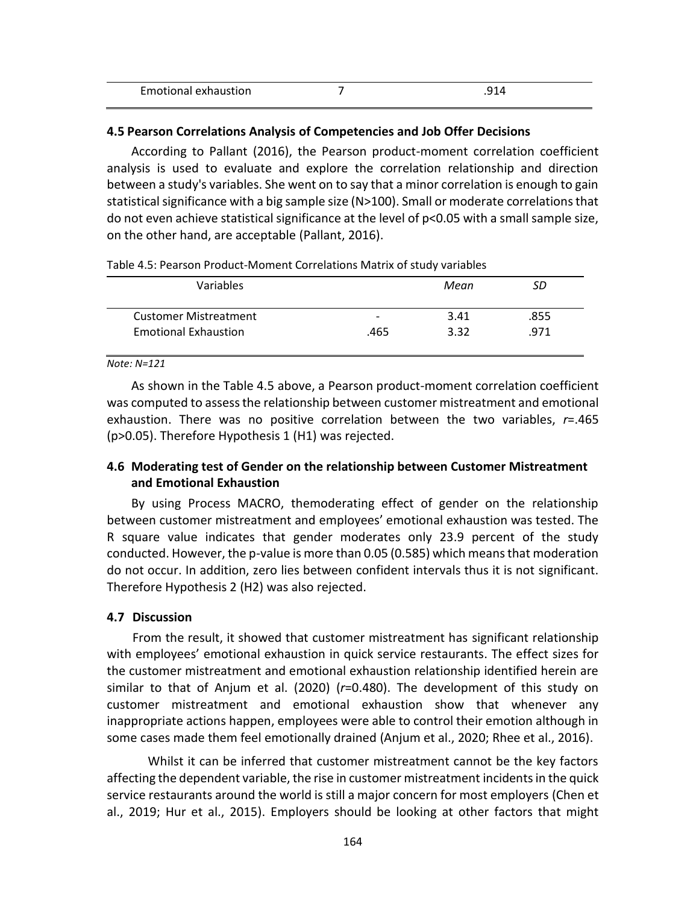| Emotional exhaustion | 7 | .914 |
|---|---|---|

### 4.5 Pearson Correlations Analysis of Competencies and Job Offer Decisions

According to Pallant (2016), the Pearson product-moment correlation coefficient analysis is used to evaluate and explore the correlation relationship and direction between a study's variables. She went on to say that a minor correlation is enough to gain statistical significance with a big sample size (N>100). Small or moderate correlations that do not even achieve statistical significance at the level of $p<0.05$ with a small sample size, on the other hand, are acceptable (Pallant, 2016).

Table 4.5: Pearson Product-Moment Correlations Matrix of study variables

| Variables | | *Mean* | *SD* |
|---|---|---|---|
| Customer Mistreatment | - | 3.41 | .855 |
| Emotional Exhaustion | .465 | 3.32 | .971 |

*Note: N=121*

As shown in the Table 4.5 above, a Pearson product-moment correlation coefficient was computed to assess the relationship between customer mistreatment and emotional exhaustion. There was no positive correlation between the two variables, $r$=.465 ($p>0.05$). Therefore Hypothesis 1 (H1) was rejected.

### 4.6 Moderating test of Gender on the relationship between Customer Mistreatment and Emotional Exhaustion

By using Process MACRO, themoderating effect of gender on the relationship between customer mistreatment and employees' emotional exhaustion was tested. The R square value indicates that gender moderates only 23.9 percent of the study conducted. However, the p-value is more than 0.05 (0.585) which means that moderation do not occur. In addition, zero lies between confident intervals thus it is not significant. Therefore Hypothesis 2 (H2) was also rejected.

### 4.7 Discussion

From the result, it showed that customer mistreatment has significant relationship with employees' emotional exhaustion in quick service restaurants. The effect sizes for the customer mistreatment and emotional exhaustion relationship identified herein are similar to that of Anjum et al. (2020) ($r$=0.480). The development of this study on customer mistreatment and emotional exhaustion show that whenever any inappropriate actions happen, employees were able to control their emotion although in some cases made them feel emotionally drained (Anjum et al., 2020; Rhee et al., 2016).

Whilst it can be inferred that customer mistreatment cannot be the key factors affecting the dependent variable, the rise in customer mistreatment incidents in the quick service restaurants around the world is still a major concern for most employers (Chen et al., 2019; Hur et al., 2015). Employers should be looking at other factors that might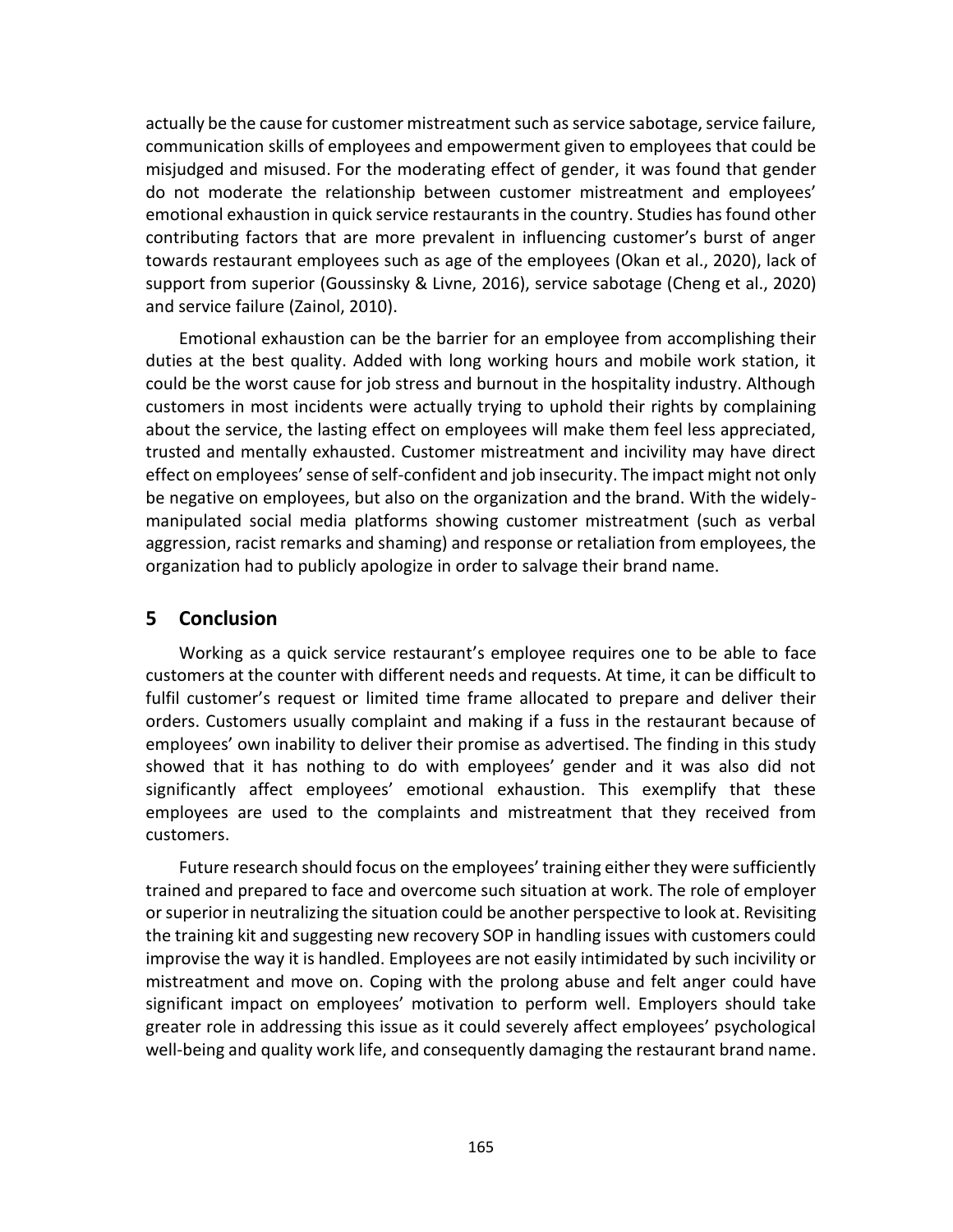actually be the cause for customer mistreatment such as service sabotage, service failure, communication skills of employees and empowerment given to employees that could be misjudged and misused. For the moderating effect of gender, it was found that gender do not moderate the relationship between customer mistreatment and employees' emotional exhaustion in quick service restaurants in the country. Studies has found other contributing factors that are more prevalent in influencing customer's burst of anger towards restaurant employees such as age of the employees (Okan et al., 2020), lack of support from superior (Goussinsky & Livne, 2016), service sabotage (Cheng et al., 2020) and service failure (Zainol, 2010).

Emotional exhaustion can be the barrier for an employee from accomplishing their duties at the best quality. Added with long working hours and mobile work station, it could be the worst cause for job stress and burnout in the hospitality industry. Although customers in most incidents were actually trying to uphold their rights by complaining about the service, the lasting effect on employees will make them feel less appreciated, trusted and mentally exhausted. Customer mistreatment and incivility may have direct effect on employees' sense of self-confident and job insecurity. The impact might not only be negative on employees, but also on the organization and the brand. With the widely-manipulated social media platforms showing customer mistreatment (such as verbal aggression, racist remarks and shaming) and response or retaliation from employees, the organization had to publicly apologize in order to salvage their brand name.

## 5 Conclusion

Working as a quick service restaurant's employee requires one to be able to face customers at the counter with different needs and requests. At time, it can be difficult to fulfil customer's request or limited time frame allocated to prepare and deliver their orders. Customers usually complaint and making if a fuss in the restaurant because of employees' own inability to deliver their promise as advertised. The finding in this study showed that it has nothing to do with employees' gender and it was also did not significantly affect employees' emotional exhaustion. This exemplify that these employees are used to the complaints and mistreatment that they received from customers.

Future research should focus on the employees' training either they were sufficiently trained and prepared to face and overcome such situation at work. The role of employer or superior in neutralizing the situation could be another perspective to look at. Revisiting the training kit and suggesting new recovery SOP in handling issues with customers could improvise the way it is handled. Employees are not easily intimidated by such incivility or mistreatment and move on. Coping with the prolong abuse and felt anger could have significant impact on employees' motivation to perform well. Employers should take greater role in addressing this issue as it could severely affect employees' psychological well-being and quality work life, and consequently damaging the restaurant brand name.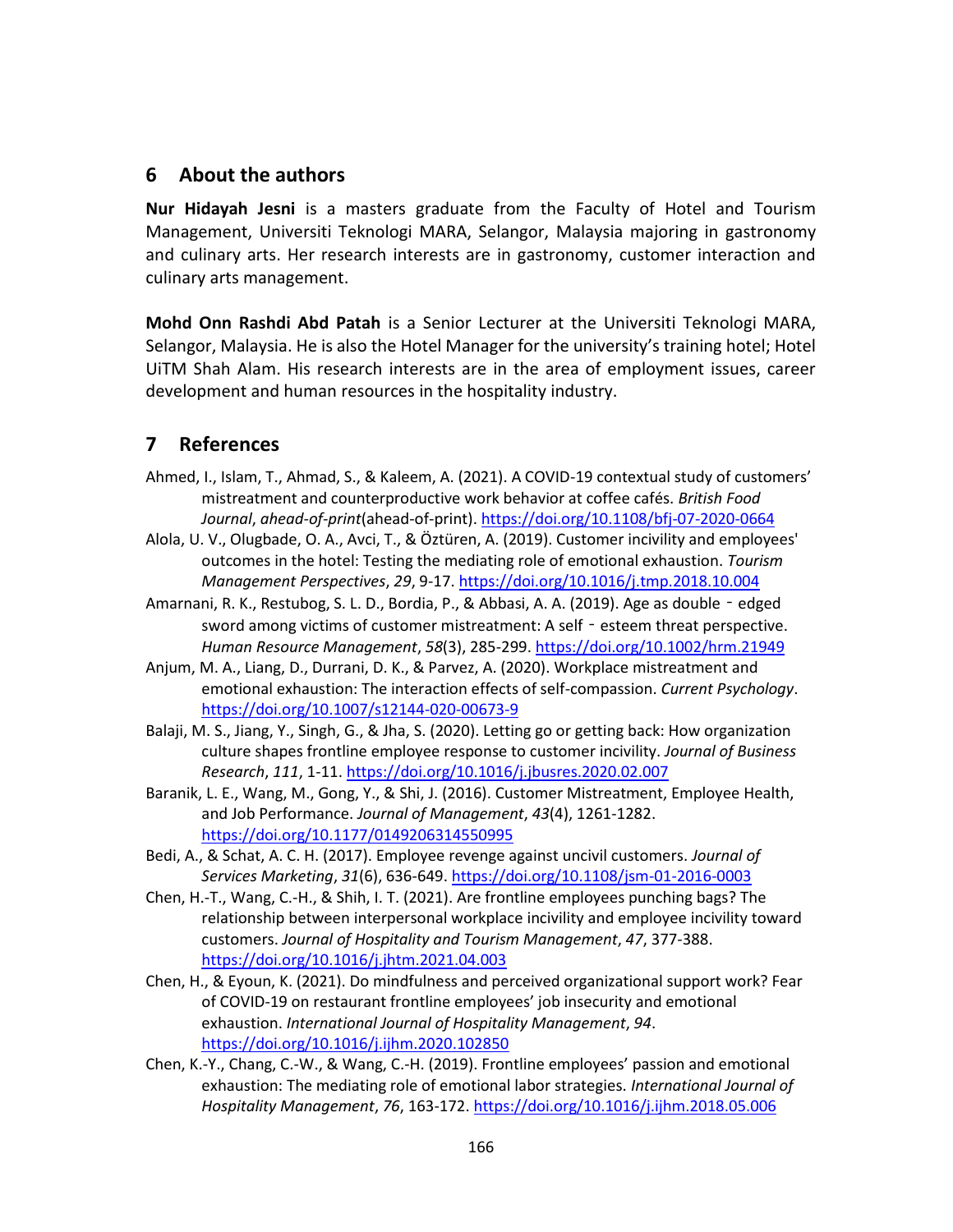## 6 About the authors

**Nur Hidayah Jesni** is a masters graduate from the Faculty of Hotel and Tourism Management, Universiti Teknologi MARA, Selangor, Malaysia majoring in gastronomy and culinary arts. Her research interests are in gastronomy, customer interaction and culinary arts management.

**Mohd Onn Rashdi Abd Patah** is a Senior Lecturer at the Universiti Teknologi MARA, Selangor, Malaysia. He is also the Hotel Manager for the university's training hotel; Hotel UiTM Shah Alam. His research interests are in the area of employment issues, career development and human resources in the hospitality industry.

## 7 References

Ahmed, I., Islam, T., Ahmad, S., & Kaleem, A. (2021). A COVID-19 contextual study of customers' mistreatment and counterproductive work behavior at coffee cafés. *British Food Journal*, *ahead-of-print*(ahead-of-print). https://doi.org/10.1108/bfj-07-2020-0664

Alola, U. V., Olugbade, O. A., Avci, T., & Öztüren, A. (2019). Customer incivility and employees' outcomes in the hotel: Testing the mediating role of emotional exhaustion. *Tourism Management Perspectives*, *29*, 9-17. https://doi.org/10.1016/j.tmp.2018.10.004

Amarnani, R. K., Restubog, S. L. D., Bordia, P., & Abbasi, A. A. (2019). Age as double‐edged sword among victims of customer mistreatment: A self‐esteem threat perspective. *Human Resource Management*, *58*(3), 285-299. https://doi.org/10.1002/hrm.21949

Anjum, M. A., Liang, D., Durrani, D. K., & Parvez, A. (2020). Workplace mistreatment and emotional exhaustion: The interaction effects of self-compassion. *Current Psychology*. https://doi.org/10.1007/s12144-020-00673-9

Balaji, M. S., Jiang, Y., Singh, G., & Jha, S. (2020). Letting go or getting back: How organization culture shapes frontline employee response to customer incivility. *Journal of Business Research*, *111*, 1-11. https://doi.org/10.1016/j.jbusres.2020.02.007

Baranik, L. E., Wang, M., Gong, Y., & Shi, J. (2016). Customer Mistreatment, Employee Health, and Job Performance. *Journal of Management*, *43*(4), 1261-1282. https://doi.org/10.1177/0149206314550995

Bedi, A., & Schat, A. C. H. (2017). Employee revenge against uncivil customers. *Journal of Services Marketing*, *31*(6), 636-649. https://doi.org/10.1108/jsm-01-2016-0003

Chen, H.-T., Wang, C.-H., & Shih, I. T. (2021). Are frontline employees punching bags? The relationship between interpersonal workplace incivility and employee incivility toward customers. *Journal of Hospitality and Tourism Management*, *47*, 377-388. https://doi.org/10.1016/j.jhtm.2021.04.003

Chen, H., & Eyoun, K. (2021). Do mindfulness and perceived organizational support work? Fear of COVID-19 on restaurant frontline employees' job insecurity and emotional exhaustion. *International Journal of Hospitality Management*, *94*. https://doi.org/10.1016/j.ijhm.2020.102850

Chen, K.-Y., Chang, C.-W., & Wang, C.-H. (2019). Frontline employees' passion and emotional exhaustion: The mediating role of emotional labor strategies. *International Journal of Hospitality Management*, *76*, 163-172. https://doi.org/10.1016/j.ijhm.2018.05.006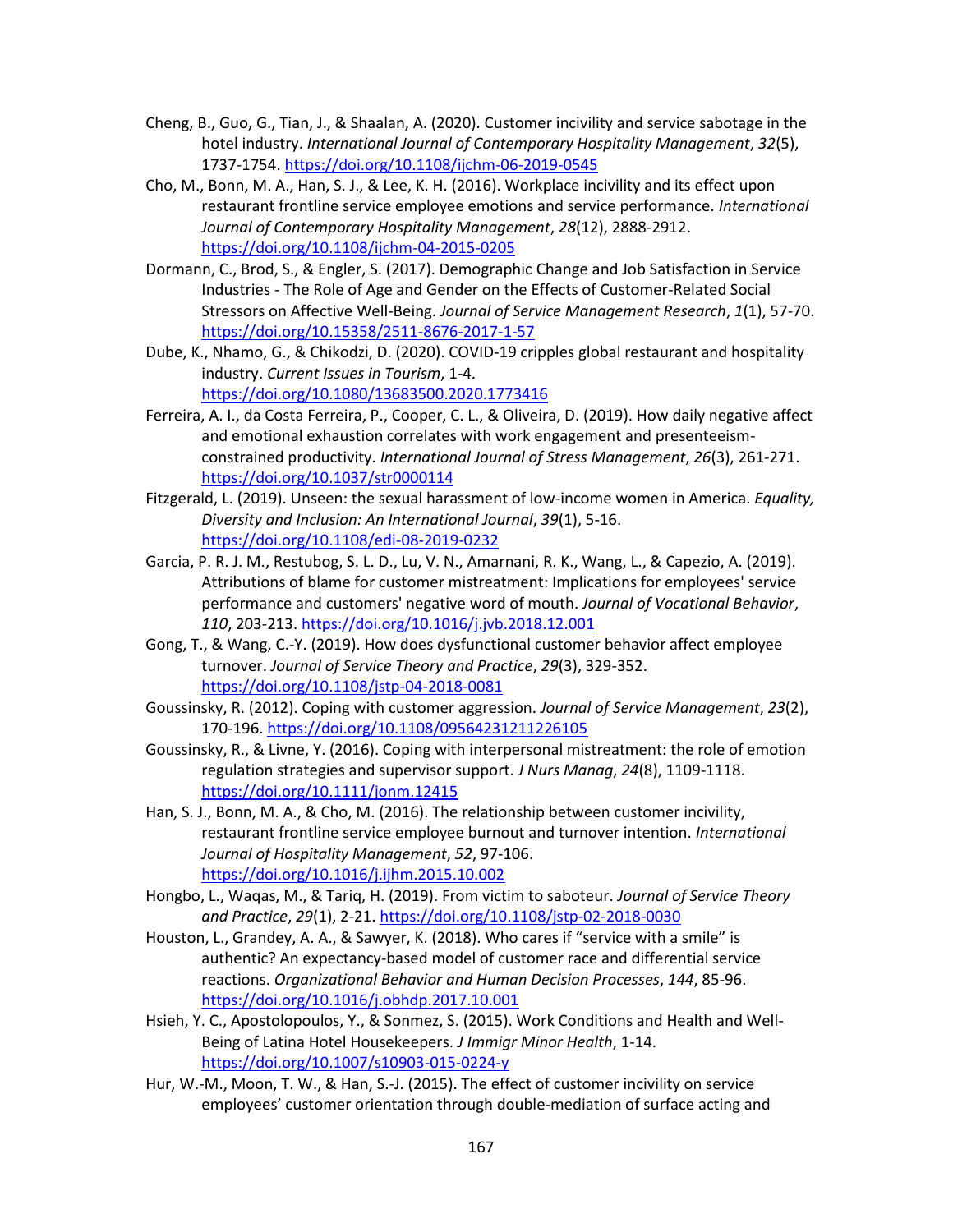Cheng, B., Guo, G., Tian, J., & Shaalan, A. (2020). Customer incivility and service sabotage in the hotel industry. *International Journal of Contemporary Hospitality Management*, *32*(5), 1737-1754. https://doi.org/10.1108/ijchm-06-2019-0545

Cho, M., Bonn, M. A., Han, S. J., & Lee, K. H. (2016). Workplace incivility and its effect upon restaurant frontline service employee emotions and service performance. *International Journal of Contemporary Hospitality Management*, *28*(12), 2888-2912. https://doi.org/10.1108/ijchm-04-2015-0205

Dormann, C., Brod, S., & Engler, S. (2017). Demographic Change and Job Satisfaction in Service Industries - The Role of Age and Gender on the Effects of Customer-Related Social Stressors on Affective Well-Being. *Journal of Service Management Research*, *1*(1), 57-70. https://doi.org/10.15358/2511-8676-2017-1-57

Dube, K., Nhamo, G., & Chikodzi, D. (2020). COVID-19 cripples global restaurant and hospitality industry. *Current Issues in Tourism*, 1-4. https://doi.org/10.1080/13683500.2020.1773416

Ferreira, A. I., da Costa Ferreira, P., Cooper, C. L., & Oliveira, D. (2019). How daily negative affect and emotional exhaustion correlates with work engagement and presenteeism-constrained productivity. *International Journal of Stress Management*, *26*(3), 261-271. https://doi.org/10.1037/str0000114

Fitzgerald, L. (2019). Unseen: the sexual harassment of low-income women in America. *Equality, Diversity and Inclusion: An International Journal*, *39*(1), 5-16. https://doi.org/10.1108/edi-08-2019-0232

Garcia, P. R. J. M., Restubog, S. L. D., Lu, V. N., Amarnani, R. K., Wang, L., & Capezio, A. (2019). Attributions of blame for customer mistreatment: Implications for employees' service performance and customers' negative word of mouth. *Journal of Vocational Behavior*, *110*, 203-213. https://doi.org/10.1016/j.jvb.2018.12.001

Gong, T., & Wang, C.-Y. (2019). How does dysfunctional customer behavior affect employee turnover. *Journal of Service Theory and Practice*, *29*(3), 329-352. https://doi.org/10.1108/jstp-04-2018-0081

Goussinsky, R. (2012). Coping with customer aggression. *Journal of Service Management*, *23*(2), 170-196. https://doi.org/10.1108/09564231211226105

Goussinsky, R., & Livne, Y. (2016). Coping with interpersonal mistreatment: the role of emotion regulation strategies and supervisor support. *J Nurs Manag*, *24*(8), 1109-1118. https://doi.org/10.1111/jonm.12415

Han, S. J., Bonn, M. A., & Cho, M. (2016). The relationship between customer incivility, restaurant frontline service employee burnout and turnover intention. *International Journal of Hospitality Management*, *52*, 97-106. https://doi.org/10.1016/j.ijhm.2015.10.002

Hongbo, L., Waqas, M., & Tariq, H. (2019). From victim to saboteur. *Journal of Service Theory and Practice*, *29*(1), 2-21. https://doi.org/10.1108/jstp-02-2018-0030

Houston, L., Grandey, A. A., & Sawyer, K. (2018). Who cares if "service with a smile" is authentic? An expectancy-based model of customer race and differential service reactions. *Organizational Behavior and Human Decision Processes*, *144*, 85-96. https://doi.org/10.1016/j.obhdp.2017.10.001

Hsieh, Y. C., Apostolopoulos, Y., & Sonmez, S. (2015). Work Conditions and Health and Well-Being of Latina Hotel Housekeepers. *J Immigr Minor Health*, 1-14. https://doi.org/10.1007/s10903-015-0224-y

Hur, W.-M., Moon, T. W., & Han, S.-J. (2015). The effect of customer incivility on service employees' customer orientation through double-mediation of surface acting and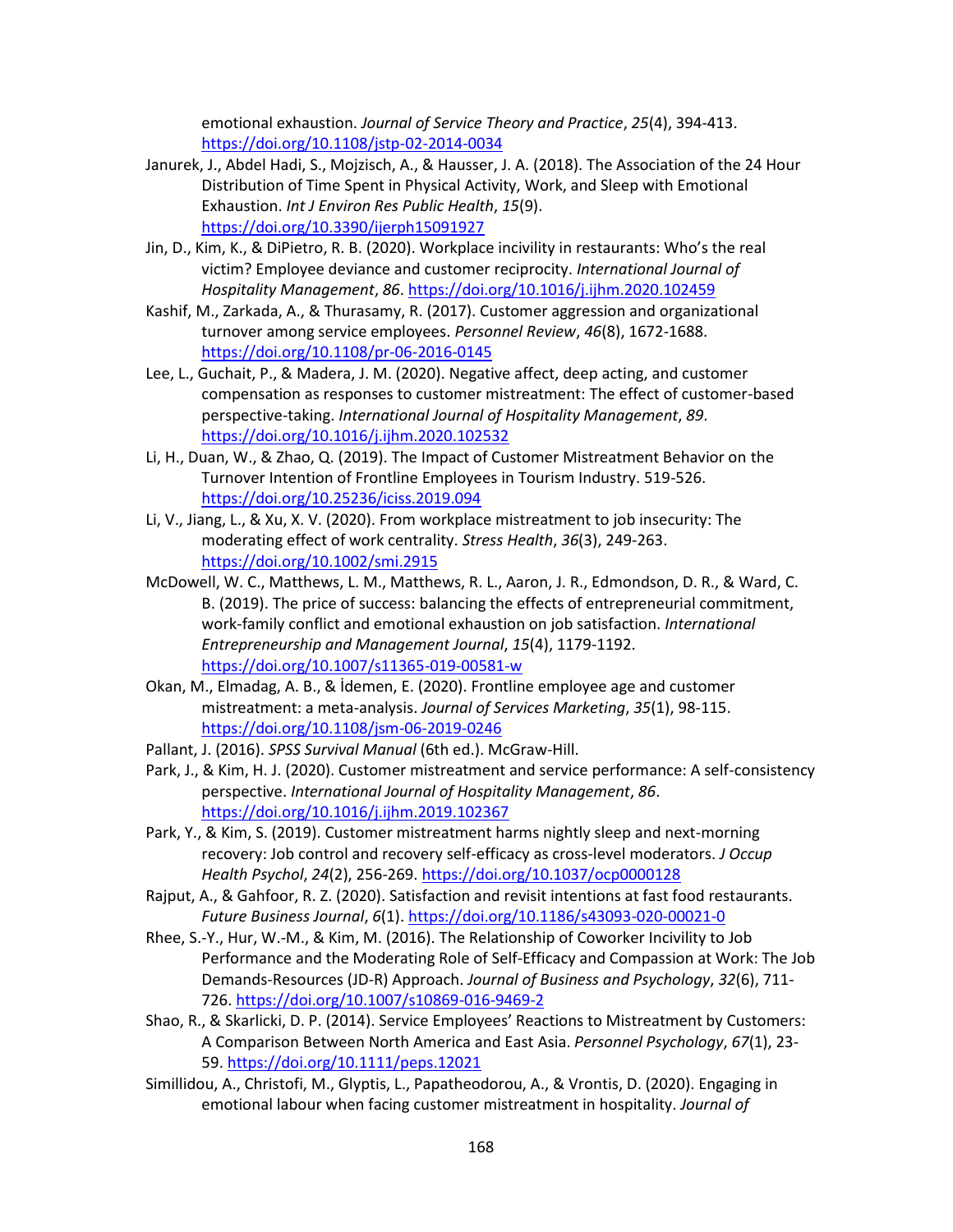emotional exhaustion. *Journal of Service Theory and Practice*, *25*(4), 394-413. https://doi.org/10.1108/jstp-02-2014-0034

Janurek, J., Abdel Hadi, S., Mojzisch, A., & Hausser, J. A. (2018). The Association of the 24 Hour Distribution of Time Spent in Physical Activity, Work, and Sleep with Emotional Exhaustion. *Int J Environ Res Public Health*, *15*(9). https://doi.org/10.3390/ijerph15091927

Jin, D., Kim, K., & DiPietro, R. B. (2020). Workplace incivility in restaurants: Who's the real victim? Employee deviance and customer reciprocity. *International Journal of Hospitality Management*, *86*. https://doi.org/10.1016/j.ijhm.2020.102459

Kashif, M., Zarkada, A., & Thurasamy, R. (2017). Customer aggression and organizational turnover among service employees. *Personnel Review*, *46*(8), 1672-1688. https://doi.org/10.1108/pr-06-2016-0145

Lee, L., Guchait, P., & Madera, J. M. (2020). Negative affect, deep acting, and customer compensation as responses to customer mistreatment: The effect of customer-based perspective-taking. *International Journal of Hospitality Management*, *89*. https://doi.org/10.1016/j.ijhm.2020.102532

Li, H., Duan, W., & Zhao, Q. (2019). The Impact of Customer Mistreatment Behavior on the Turnover Intention of Frontline Employees in Tourism Industry. 519-526. https://doi.org/10.25236/iciss.2019.094

Li, V., Jiang, L., & Xu, X. V. (2020). From workplace mistreatment to job insecurity: The moderating effect of work centrality. *Stress Health*, *36*(3), 249-263. https://doi.org/10.1002/smi.2915

McDowell, W. C., Matthews, L. M., Matthews, R. L., Aaron, J. R., Edmondson, D. R., & Ward, C. B. (2019). The price of success: balancing the effects of entrepreneurial commitment, work-family conflict and emotional exhaustion on job satisfaction. *International Entrepreneurship and Management Journal*, *15*(4), 1179-1192. https://doi.org/10.1007/s11365-019-00581-w

Okan, M., Elmadag, A. B., & İdemen, E. (2020). Frontline employee age and customer mistreatment: a meta-analysis. *Journal of Services Marketing*, *35*(1), 98-115. https://doi.org/10.1108/jsm-06-2019-0246

Pallant, J. (2016). *SPSS Survival Manual* (6th ed.). McGraw-Hill.

Park, J., & Kim, H. J. (2020). Customer mistreatment and service performance: A self-consistency perspective. *International Journal of Hospitality Management*, *86*. https://doi.org/10.1016/j.ijhm.2019.102367

Park, Y., & Kim, S. (2019). Customer mistreatment harms nightly sleep and next-morning recovery: Job control and recovery self-efficacy as cross-level moderators. *J Occup Health Psychol*, *24*(2), 256-269. https://doi.org/10.1037/ocp0000128

Rajput, A., & Gahfoor, R. Z. (2020). Satisfaction and revisit intentions at fast food restaurants. *Future Business Journal*, *6*(1). https://doi.org/10.1186/s43093-020-00021-0

Rhee, S.-Y., Hur, W.-M., & Kim, M. (2016). The Relationship of Coworker Incivility to Job Performance and the Moderating Role of Self-Efficacy and Compassion at Work: The Job Demands-Resources (JD-R) Approach. *Journal of Business and Psychology*, *32*(6), 711-726. https://doi.org/10.1007/s10869-016-9469-2

Shao, R., & Skarlicki, D. P. (2014). Service Employees' Reactions to Mistreatment by Customers: A Comparison Between North America and East Asia. *Personnel Psychology*, *67*(1), 23-59. https://doi.org/10.1111/peps.12021

Simillidou, A., Christofi, M., Glyptis, L., Papatheodorou, A., & Vrontis, D. (2020). Engaging in emotional labour when facing customer mistreatment in hospitality. *Journal of*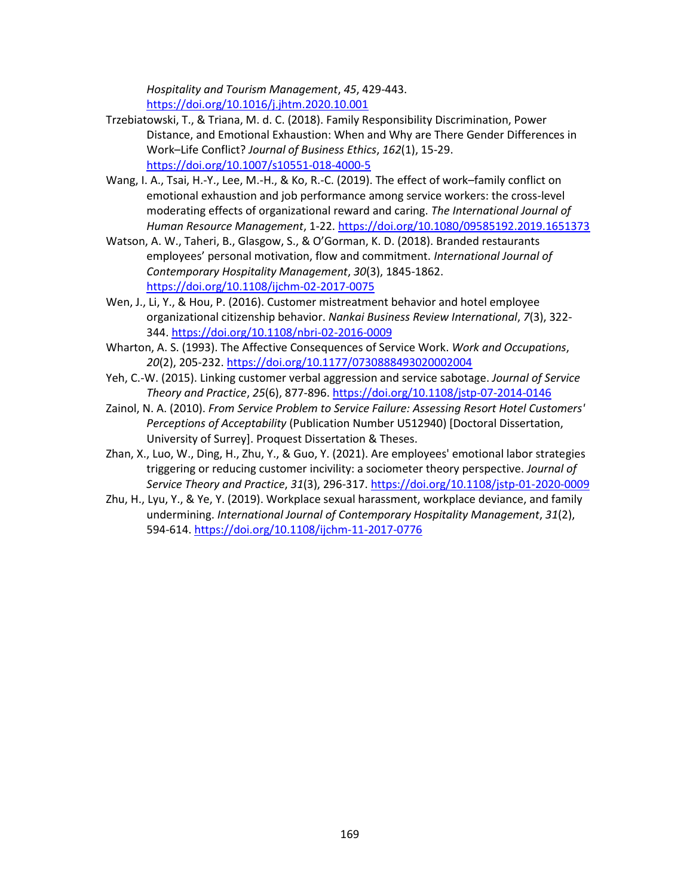*Hospitality and Tourism Management*, *45*, 429-443. https://doi.org/10.1016/j.jhtm.2020.10.001

Trzebiatowski, T., & Triana, M. d. C. (2018). Family Responsibility Discrimination, Power Distance, and Emotional Exhaustion: When and Why are There Gender Differences in Work–Life Conflict? *Journal of Business Ethics*, *162*(1), 15-29. https://doi.org/10.1007/s10551-018-4000-5

Wang, I. A., Tsai, H.-Y., Lee, M.-H., & Ko, R.-C. (2019). The effect of work–family conflict on emotional exhaustion and job performance among service workers: the cross-level moderating effects of organizational reward and caring. *The International Journal of Human Resource Management*, 1-22. https://doi.org/10.1080/09585192.2019.1651373

Watson, A. W., Taheri, B., Glasgow, S., & O'Gorman, K. D. (2018). Branded restaurants employees' personal motivation, flow and commitment. *International Journal of Contemporary Hospitality Management*, *30*(3), 1845-1862. https://doi.org/10.1108/ijchm-02-2017-0075

Wen, J., Li, Y., & Hou, P. (2016). Customer mistreatment behavior and hotel employee organizational citizenship behavior. *Nankai Business Review International*, *7*(3), 322-344. https://doi.org/10.1108/nbri-02-2016-0009

Wharton, A. S. (1993). The Affective Consequences of Service Work. *Work and Occupations*, *20*(2), 205-232. https://doi.org/10.1177/0730888493020002004

Yeh, C.-W. (2015). Linking customer verbal aggression and service sabotage. *Journal of Service Theory and Practice*, *25*(6), 877-896. https://doi.org/10.1108/jstp-07-2014-0146

Zainol, N. A. (2010). *From Service Problem to Service Failure: Assessing Resort Hotel Customers' Perceptions of Acceptability* (Publication Number U512940) [Doctoral Dissertation, University of Surrey]. Proquest Dissertation & Theses.

Zhan, X., Luo, W., Ding, H., Zhu, Y., & Guo, Y. (2021). Are employees' emotional labor strategies triggering or reducing customer incivility: a sociometer theory perspective. *Journal of Service Theory and Practice*, *31*(3), 296-317. https://doi.org/10.1108/jstp-01-2020-0009

Zhu, H., Lyu, Y., & Ye, Y. (2019). Workplace sexual harassment, workplace deviance, and family undermining. *International Journal of Contemporary Hospitality Management*, *31*(2), 594-614. https://doi.org/10.1108/ijchm-11-2017-0776